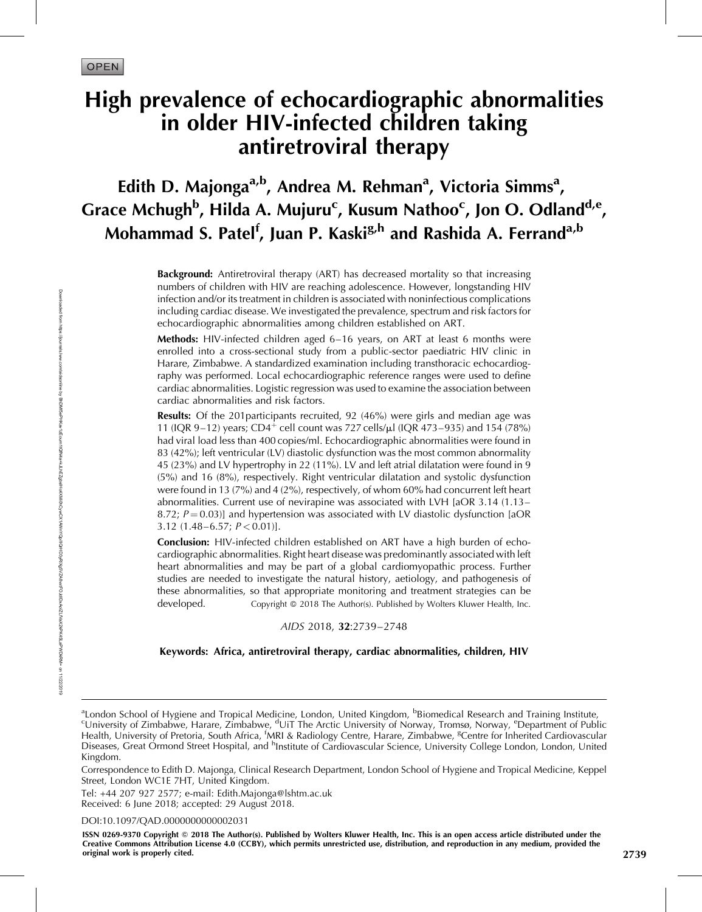OPEN

# High prevalence of echocardiographic abnormalities in older HIV-infected children taking antiretroviral therapy

**Edith D. Majonga[a,b], Andrea M. Rehman[a], Victoria Simms[a], Grace Mchugh[b], Hilda A. Mujuru[c], Kusum Nathoo[c], Jon O. Odland[d,e], Mohammad S. Patel[f], Juan P. Kaski[g,h] and Rashida A. Ferrand[a,b]**

**Background:** Antiretroviral therapy (ART) has decreased mortality so that increasing numbers of children with HIV are reaching adolescence. However, longstanding HIV infection and/or its treatment in children is associated with noninfectious complications including cardiac disease. We investigated the prevalence, spectrum and risk factors for echocardiographic abnormalities among children established on ART.

**Methods:** HIV-infected children aged 6–16 years, on ART at least 6 months were enrolled into a cross-sectional study from a public-sector paediatric HIV clinic in Harare, Zimbabwe. A standardized examination including transthoracic echocardiography was performed. Local echocardiographic reference ranges were used to define cardiac abnormalities. Logistic regression was used to examine the association between cardiac abnormalities and risk factors.

**Results:** Of the 201participants recruited, 92 (46%) were girls and median age was 11 (IQR 9–12) years; $CD4^{+}$ cell count was 727 cells/μl (IQR 473–935) and 154 (78%) had viral load less than 400 copies/ml. Echocardiographic abnormalities were found in 83 (42%); left ventricular (LV) diastolic dysfunction was the most common abnormality 45 (23%) and LV hypertrophy in 22 (11%). LV and left atrial dilatation were found in 9 (5%) and 16 (8%), respectively. Right ventricular dilatation and systolic dysfunction were found in 13 (7%) and 4 (2%), respectively, of whom 60% had concurrent left heart abnormalities. Current use of nevirapine was associated with LVH [aOR 3.14 (1.13–8.72; $P = 0.03$)] and hypertension was associated with LV diastolic dysfunction [aOR 3.12 (1.48–6.57; $P < 0.01$)].

**Conclusion:** HIV-infected children established on ART have a high burden of echocardiographic abnormalities. Right heart disease was predominantly associated with left heart abnormalities and may be part of a global cardiomyopathic process. Further studies are needed to investigate the natural history, aetiology, and pathogenesis of these abnormalities, so that appropriate monitoring and treatment strategies can be developed. Copyright © 2018 The Author(s). Published by Wolters Kluwer Health, Inc.

*AIDS* 2018, **32**:2739–2748

**Keywords: Africa, antiretroviral therapy, cardiac abnormalities, children, HIV**

---

[a]London School of Hygiene and Tropical Medicine, London, United Kingdom, [b]Biomedical Research and Training Institute, [c]University of Zimbabwe, Harare, Zimbabwe, [d]UiT The Arctic University of Norway, Tromsø, Norway, [e]Department of Public Health, University of Pretoria, South Africa, [f]MRI & Radiology Centre, Harare, Zimbabwe, [g]Centre for Inherited Cardiovascular Diseases, Great Ormond Street Hospital, and [h]Institute of Cardiovascular Science, University College London, London, United Kingdom.

Correspondence to Edith D. Majonga, Clinical Research Department, London School of Hygiene and Tropical Medicine, Keppel Street, London WC1E 7HT, United Kingdom.

Tel: +44 207 927 2577; e-mail: Edith.Majonga@lshtm.ac.uk

Received: 6 June 2018; accepted: 29 August 2018.

DOI:10.1097/QAD.0000000000002031

ISSN 0269-9370 Copyright © 2018 The Author(s). Published by Wolters Kluwer Health, Inc. This is an open access article distributed under the Creative Commons Attribution License 4.0 (CCBY), which permits unrestricted use, distribution, and reproduction in any medium, provided the original work is properly cited.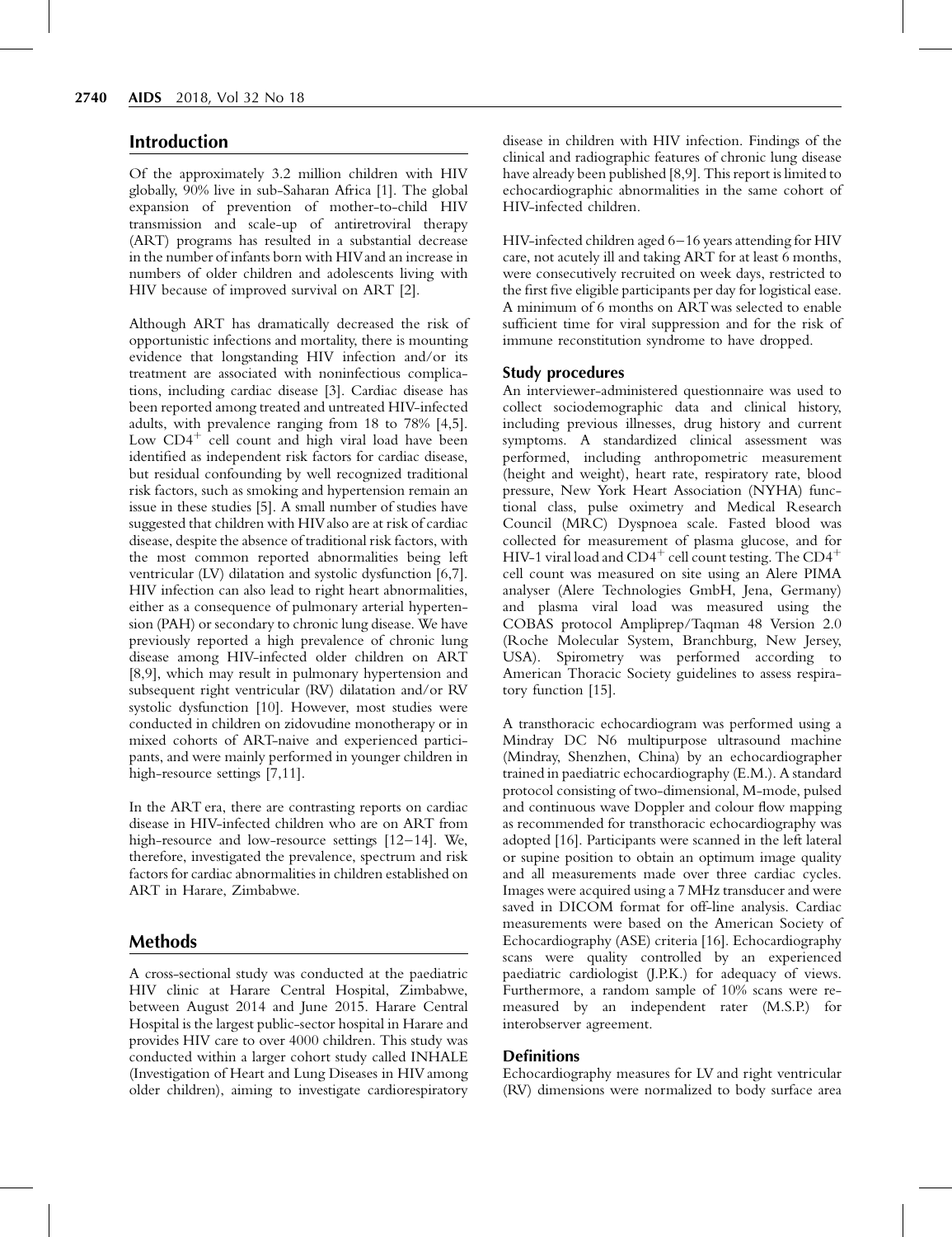## Introduction

Of the approximately 3.2 million children with HIV globally, 90% live in sub-Saharan Africa [1]. The global expansion of prevention of mother-to-child HIV transmission and scale-up of antiretroviral therapy (ART) programs has resulted in a substantial decrease in the number of infants born with HIV and an increase in numbers of older children and adolescents living with HIV because of improved survival on ART [2].

Although ART has dramatically decreased the risk of opportunistic infections and mortality, there is mounting evidence that longstanding HIV infection and/or its treatment are associated with noninfectious complications, including cardiac disease [3]. Cardiac disease has been reported among treated and untreated HIV-infected adults, with prevalence ranging from 18 to 78% [4,5]. Low $CD4^+$ cell count and high viral load have been identified as independent risk factors for cardiac disease, but residual confounding by well recognized traditional risk factors, such as smoking and hypertension remain an issue in these studies [5]. A small number of studies have suggested that children with HIV also are at risk of cardiac disease, despite the absence of traditional risk factors, with the most common reported abnormalities being left ventricular (LV) dilatation and systolic dysfunction [6,7]. HIV infection can also lead to right heart abnormalities, either as a consequence of pulmonary arterial hypertension (PAH) or secondary to chronic lung disease. We have previously reported a high prevalence of chronic lung disease among HIV-infected older children on ART [8,9], which may result in pulmonary hypertension and subsequent right ventricular (RV) dilatation and/or RV systolic dysfunction [10]. However, most studies were conducted in children on zidovudine monotherapy or in mixed cohorts of ART-naive and experienced participants, and were mainly performed in younger children in high-resource settings [7,11].

In the ART era, there are contrasting reports on cardiac disease in HIV-infected children who are on ART from high-resource and low-resource settings [12–14]. We, therefore, investigated the prevalence, spectrum and risk factors for cardiac abnormalities in children established on ART in Harare, Zimbabwe.

## Methods

A cross-sectional study was conducted at the paediatric HIV clinic at Harare Central Hospital, Zimbabwe, between August 2014 and June 2015. Harare Central Hospital is the largest public-sector hospital in Harare and provides HIV care to over 4000 children. This study was conducted within a larger cohort study called INHALE (Investigation of Heart and Lung Diseases in HIV among older children), aiming to investigate cardiorespiratory disease in children with HIV infection. Findings of the clinical and radiographic features of chronic lung disease have already been published [8,9]. This report is limited to echocardiographic abnormalities in the same cohort of HIV-infected children.

HIV-infected children aged 6–16 years attending for HIV care, not acutely ill and taking ART for at least 6 months, were consecutively recruited on week days, restricted to the first five eligible participants per day for logistical ease. A minimum of 6 months on ART was selected to enable sufficient time for viral suppression and for the risk of immune reconstitution syndrome to have dropped.

### Study procedures

An interviewer-administered questionnaire was used to collect sociodemographic data and clinical history, including previous illnesses, drug history and current symptoms. A standardized clinical assessment was performed, including anthropometric measurement (height and weight), heart rate, respiratory rate, blood pressure, New York Heart Association (NYHA) functional class, pulse oximetry and Medical Research Council (MRC) Dyspnoea scale. Fasted blood was collected for measurement of plasma glucose, and for HIV-1 viral load and $CD4^+$ cell count testing. The $CD4^+$ cell count was measured on site using an Alere PIMA analyser (Alere Technologies GmbH, Jena, Germany) and plasma viral load was measured using the COBAS protocol Ampliprep/Taqman 48 Version 2.0 (Roche Molecular System, Branchburg, New Jersey, USA). Spirometry was performed according to American Thoracic Society guidelines to assess respiratory function [15].

A transthoracic echocardiogram was performed using a Mindray DC N6 multipurpose ultrasound machine (Mindray, Shenzhen, China) by an echocardiographer trained in paediatric echocardiography (E.M.). A standard protocol consisting of two-dimensional, M-mode, pulsed and continuous wave Doppler and colour flow mapping as recommended for transthoracic echocardiography was adopted [16]. Participants were scanned in the left lateral or supine position to obtain an optimum image quality and all measurements made over three cardiac cycles. Images were acquired using a 7 MHz transducer and were saved in DICOM format for off-line analysis. Cardiac measurements were based on the American Society of Echocardiography (ASE) criteria [16]. Echocardiography scans were quality controlled by an experienced paediatric cardiologist (J.P.K.) for adequacy of views. Furthermore, a random sample of 10% scans were re-measured by an independent rater (M.S.P.) for interobserver agreement.

### Definitions

Echocardiography measures for LV and right ventricular (RV) dimensions were normalized to body surface area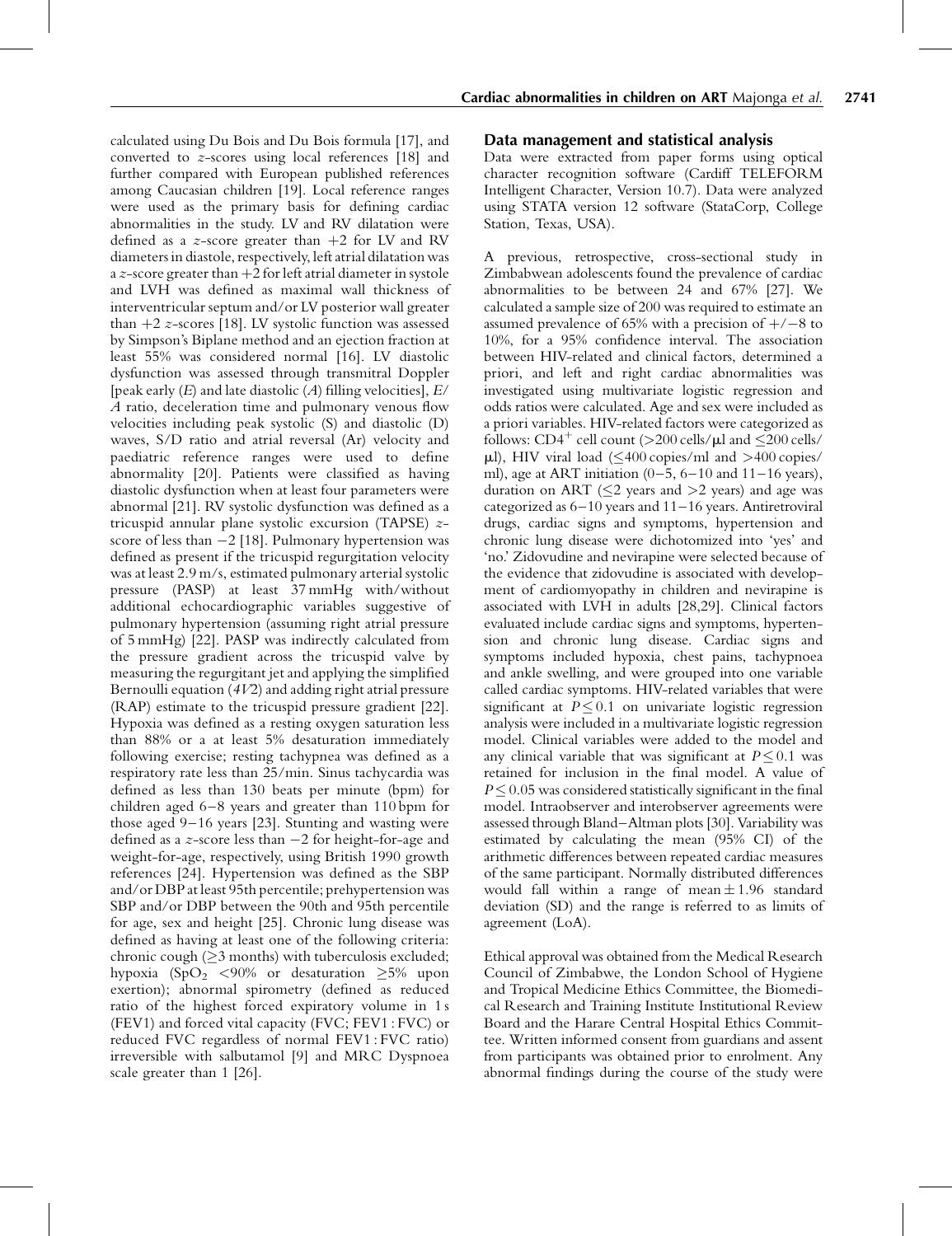calculated using Du Bois and Du Bois formula [17], and converted to z-scores using local references [18] and further compared with European published references among Caucasian children [19]. Local reference ranges were used as the primary basis for defining cardiac abnormalities in the study. LV and RV dilatation were defined as a z-score greater than +2 for LV and RV diameters in diastole, respectively, left atrial dilatation was a z-score greater than +2 for left atrial diameter in systole and LVH was defined as maximal wall thickness of interventricular septum and/or LV posterior wall greater than +2 z-scores [18]. LV systolic function was assessed by Simpson's Biplane method and an ejection fraction at least 55% was considered normal [16]. LV diastolic dysfunction was assessed through transmitral Doppler [peak early (*E*) and late diastolic (*A*) filling velocities], *E*/*A* ratio, deceleration time and pulmonary venous flow velocities including peak systolic (S) and diastolic (D) waves, S/D ratio and atrial reversal (Ar) velocity and paediatric reference ranges were used to define abnormality [20]. Patients were classified as having diastolic dysfunction when at least four parameters were abnormal [21]. RV systolic dysfunction was defined as a tricuspid annular plane systolic excursion (TAPSE) z-score of less than −2 [18]. Pulmonary hypertension was defined as present if the tricuspid regurgitation velocity was at least 2.9 m/s, estimated pulmonary arterial systolic pressure (PASP) at least 37 mmHg with/without additional echocardiographic variables suggestive of pulmonary hypertension (assuming right atrial pressure of 5 mmHg) [22]. PASP was indirectly calculated from the pressure gradient across the tricuspid valve by measuring the regurgitant jet and applying the simplified Bernoulli equation ($4V2$) and adding right atrial pressure (RAP) estimate to the tricuspid pressure gradient [22]. Hypoxia was defined as a resting oxygen saturation less than 88% or a at least 5% desaturation immediately following exercise; resting tachypnea was defined as a respiratory rate less than 25/min. Sinus tachycardia was defined as less than 130 beats per minute (bpm) for children aged 6–8 years and greater than 110 bpm for those aged 9–16 years [23]. Stunting and wasting were defined as a z-score less than −2 for height-for-age and weight-for-age, respectively, using British 1990 growth references [24]. Hypertension was defined as the SBP and/or DBP at least 95th percentile; prehypertension was SBP and/or DBP between the 90th and 95th percentile for age, sex and height [25]. Chronic lung disease was defined as having at least one of the following criteria: chronic cough (≥3 months) with tuberculosis excluded; hypoxia ($SpO_2$ <90% or desaturation ≥5% upon exertion); abnormal spirometry (defined as reduced ratio of the highest forced expiratory volume in 1 s (FEV1) and forced vital capacity (FVC; FEV1 : FVC) or reduced FVC regardless of normal FEV1 : FVC ratio) irreversible with salbutamol [9] and MRC Dyspnoea scale greater than 1 [26].

## Data management and statistical analysis

Data were extracted from paper forms using optical character recognition software (Cardiff TELEFORM Intelligent Character, Version 10.7). Data were analyzed using STATA version 12 software (StataCorp, College Station, Texas, USA).

A previous, retrospective, cross-sectional study in Zimbabwean adolescents found the prevalence of cardiac abnormalities to be between 24 and 67% [27]. We calculated a sample size of 200 was required to estimate an assumed prevalence of 65% with a precision of +/−8 to 10%, for a 95% confidence interval. The association between HIV-related and clinical factors, determined a priori, and left and right cardiac abnormalities was investigated using multivariate logistic regression and odds ratios were calculated. Age and sex were included as a priori variables. HIV-related factors were categorized as follows: $CD4^+$ cell count (>200 cells/μl and ≤200 cells/μl), HIV viral load (≤400 copies/ml and >400 copies/ml), age at ART initiation (0–5, 6–10 and 11–16 years), duration on ART (≤2 years and >2 years) and age was categorized as 6–10 years and 11–16 years. Antiretroviral drugs, cardiac signs and symptoms, hypertension and chronic lung disease were dichotomized into 'yes' and 'no.' Zidovudine and nevirapine were selected because of the evidence that zidovudine is associated with development of cardiomyopathy in children and nevirapine is associated with LVH in adults [28,29]. Clinical factors evaluated include cardiac signs and symptoms, hypertension and chronic lung disease. Cardiac signs and symptoms included hypoxia, chest pains, tachypnoea and ankle swelling, and were grouped into one variable called cardiac symptoms. HIV-related variables that were significant at $P \leq 0.1$ on univariate logistic regression analysis were included in a multivariate logistic regression model. Clinical variables were added to the model and any clinical variable that was significant at $P \leq 0.1$ was retained for inclusion in the final model. A value of $P \leq 0.05$ was considered statistically significant in the final model. Intraobserver and interobserver agreements were assessed through Bland–Altman plots [30]. Variability was estimated by calculating the mean (95% CI) of the arithmetic differences between repeated cardiac measures of the same participant. Normally distributed differences would fall within a range of mean ± 1.96 standard deviation (SD) and the range is referred to as limits of agreement (LoA).

Ethical approval was obtained from the Medical Research Council of Zimbabwe, the London School of Hygiene and Tropical Medicine Ethics Committee, the Biomedical Research and Training Institute Institutional Review Board and the Harare Central Hospital Ethics Committee. Written informed consent from guardians and assent from participants was obtained prior to enrolment. Any abnormal findings during the course of the study were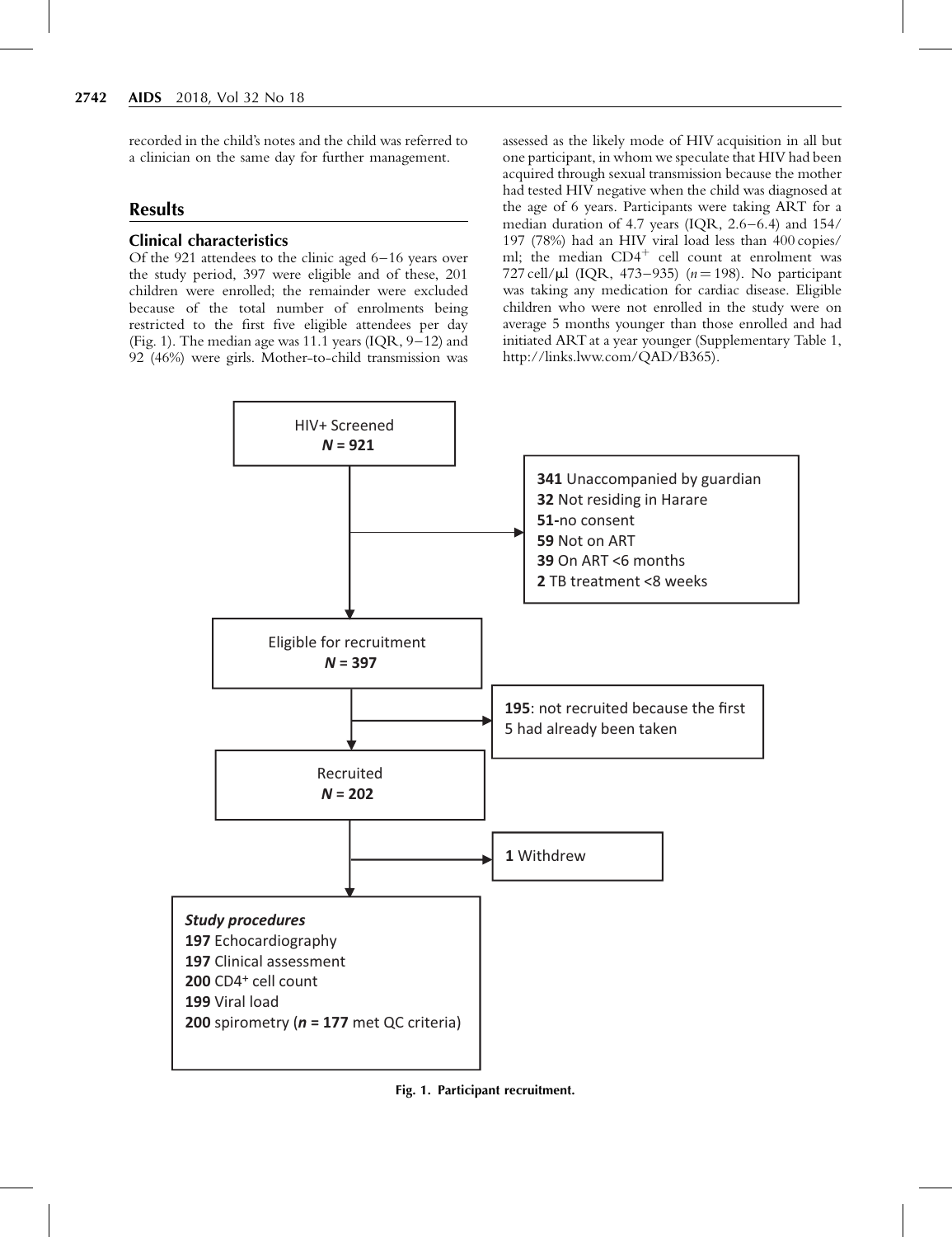recorded in the child's notes and the child was referred to a clinician on the same day for further management.

## Results

### Clinical characteristics

Of the 921 attendees to the clinic aged 6–16 years over the study period, 397 were eligible and of these, 201 children were enrolled; the remainder were excluded because of the total number of enrolments being restricted to the first five eligible attendees per day (Fig. 1). The median age was 11.1 years (IQR, 9–12) and 92 (46%) were girls. Mother-to-child transmission was assessed as the likely mode of HIV acquisition in all but one participant, in whom we speculate that HIV had been acquired through sexual transmission because the mother had tested HIV negative when the child was diagnosed at the age of 6 years. Participants were taking ART for a median duration of 4.7 years (IQR, 2.6–6.4) and 154/197 (78%) had an HIV viral load less than 400 copies/ml; the median $CD4^+$ cell count at enrolment was 727 cell/μl (IQR, 473–935) ($n = 198$). No participant was taking any medication for cardiac disease. Eligible children who were not enrolled in the study were on average 5 months younger than those enrolled and had initiated ART at a year younger (Supplementary Table 1, http://links.lww.com/QAD/B365).

HIV+ Screened
**N = 921**

**341** Unaccompanied by guardian
**32** Not residing in Harare
**51**-no consent
**59** Not on ART
**39** On ART <6 months
**2** TB treatment <8 weeks

Eligible for recruitment
**N = 397**

**195**: not recruited because the first 5 had already been taken

Recruited
**N = 202**

**1** Withdrew

***Study procedures***
**197** Echocardiography
**197** Clinical assessment
**200** $CD4^+$ cell count
**199** Viral load
**200** spirometry (***n* = 177** met QC criteria)

**Fig. 1. Participant recruitment.**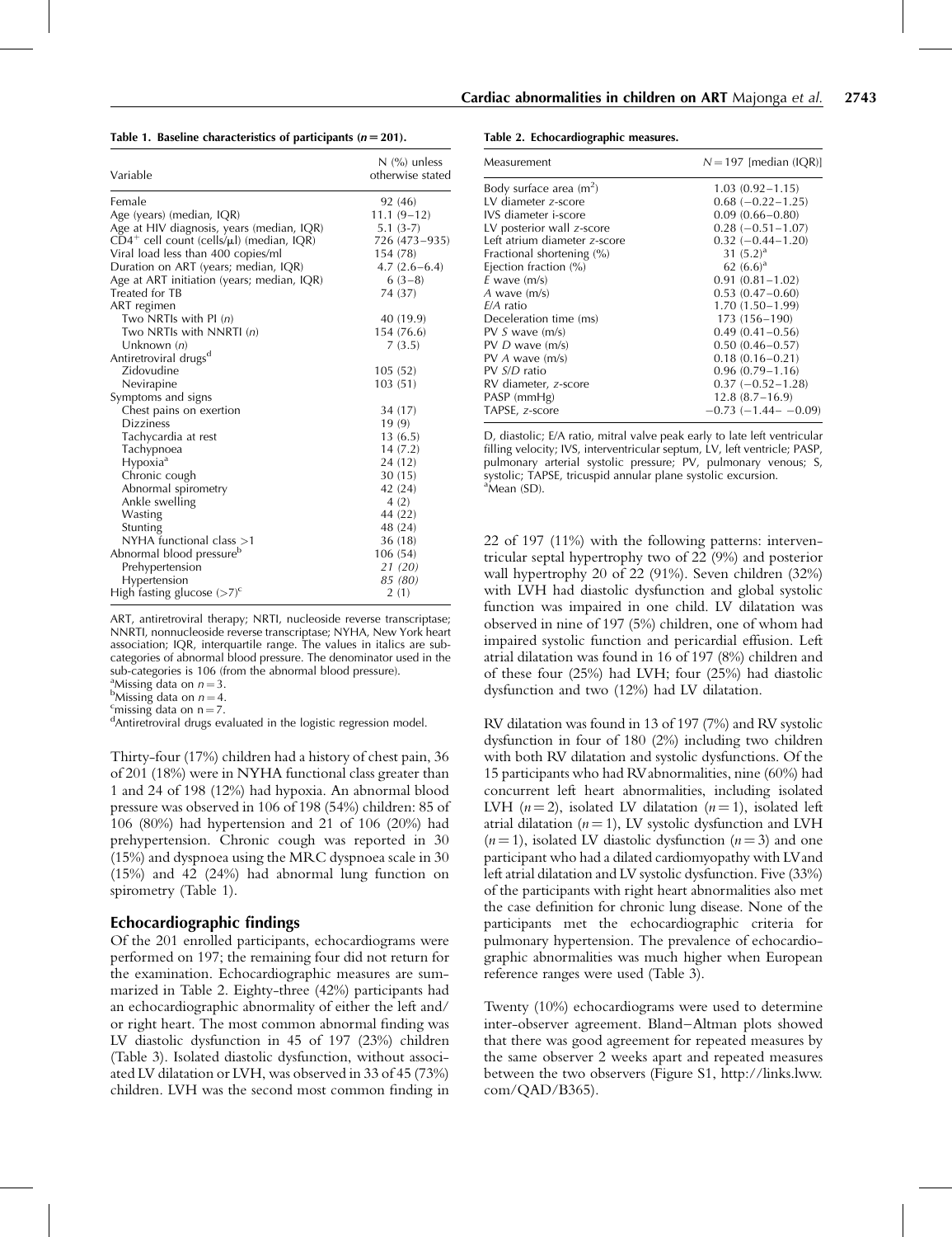**Table 1. Baseline characteristics of participants ($n = 201$).**

| Variable | N (%) unless otherwise stated |
|---|---|
| Female | 92 (46) |
| Age (years) (median, IQR) | 11.1 (9–12) |
| Age at HIV diagnosis, years (median, IQR) | 5.1 (3-7) |
| $CD4^+$ cell count (cells/μl) (median, IQR) | 726 (473–935) |
| Viral load less than 400 copies/ml | 154 (78) |
| Duration on ART (years; median, IQR) | 4.7 (2.6–6.4) |
| Age at ART initiation (years; median, IQR) | 6 (3–8) |
| Treated for TB | 74 (37) |
| ART regimen | |
| Two NRTIs with PI (*n*) | 40 (19.9) |
| Two NRTIs with NNRTI (*n*) | 154 (76.6) |
| Unknown (*n*) | 7 (3.5) |
| Antiretroviral drugs[d] | |
| Zidovudine | 105 (52) |
| Nevirapine | 103 (51) |
| Symptoms and signs | |
| Chest pains on exertion | 34 (17) |
| Dizziness | 19 (9) |
| Tachycardia at rest | 13 (6.5) |
| Tachypnoea | 14 (7.2) |
| Hypoxia[a] | 24 (12) |
| Chronic cough | 30 (15) |
| Abnormal spirometry | 42 (24) |
| Ankle swelling | 4 (2) |
| Wasting | 44 (22) |
| Stunting | 48 (24) |
| NYHA functional class >1 | 36 (18) |
| Abnormal blood pressure[b] | 106 (54) |
| *Prehypertension* | *21 (20)* |
| *Hypertension* | *85 (80)* |
| High fasting glucose (>7)[c] | 2 (1) |

ART, antiretroviral therapy; NRTI, nucleoside reverse transcriptase; NNRTI, nonnucleoside reverse transcriptase; NYHA, New York heart association; IQR, interquartile range. The values in italics are sub-categories of abnormal blood pressure. The denominator used in the sub-categories is 106 (from the abnormal blood pressure).
[a]Missing data on $n = 3$.
[b]Missing data on $n = 4$.
[c]missing data on $n = 7$.
[d]Antiretroviral drugs evaluated in the logistic regression model.

Thirty-four (17%) children had a history of chest pain, 36 of 201 (18%) were in NYHA functional class greater than 1 and 24 of 198 (12%) had hypoxia. An abnormal blood pressure was observed in 106 of 198 (54%) children: 85 of 106 (80%) had hypertension and 21 of 106 (20%) had prehypertension. Chronic cough was reported in 30 (15%) and dyspnoea using the MRC dyspnoea scale in 30 (15%) and 42 (24%) had abnormal lung function on spirometry (Table 1).

## Echocardiographic findings

Of the 201 enrolled participants, echocardiograms were performed on 197; the remaining four did not return for the examination. Echocardiographic measures are summarized in Table 2. Eighty-three (42%) participants had an echocardiographic abnormality of either the left and/or right heart. The most common abnormal finding was LV diastolic dysfunction in 45 of 197 (23%) children (Table 3). Isolated diastolic dysfunction, without associated LV dilatation or LVH, was observed in 33 of 45 (73%) children. LVH was the second most common finding in

**Table 2. Echocardiographic measures.**

| Measurement | $N = 197$ [median (IQR)] |
|---|---|
| Body surface area ($m^2$) | 1.03 (0.92–1.15) |
| LV diameter *z*-score | 0.68 (−0.22–1.25) |
| IVS diameter *i*-score | 0.09 (0.66–0.80) |
| LV posterior wall *z*-score | 0.28 (−0.51–1.07) |
| Left atrium diameter *z*-score | 0.32 (−0.44–1.20) |
| Fractional shortening (%) | 31 (5.2)[a] |
| Ejection fraction (%) | 62 (6.6)[a] |
| *E* wave (m/s) | 0.91 (0.81–1.02) |
| *A* wave (m/s) | 0.53 (0.47–0.60) |
| *E*/*A* ratio | 1.70 (1.50–1.99) |
| Deceleration time (ms) | 173 (156–190) |
| PV *S* wave (m/s) | 0.49 (0.41–0.56) |
| PV *D* wave (m/s) | 0.50 (0.46–0.57) |
| PV *A* wave (m/s) | 0.18 (0.16–0.21) |
| PV *S*/*D* ratio | 0.96 (0.79–1.16) |
| RV diameter, *z*-score | 0.37 (−0.52–1.28) |
| PASP (mmHg) | 12.8 (8.7–16.9) |
| TAPSE, *z*-score | −0.73 (−1.44– −0.09) |

D, diastolic; E/A ratio, mitral valve peak early to late left ventricular filling velocity; IVS, interventricular septum, LV, left ventricle; PASP, pulmonary arterial systolic pressure; PV, pulmonary venous; S, systolic; TAPSE, tricuspid annular plane systolic excursion.
[a]Mean (SD).

22 of 197 (11%) with the following patterns: interventricular septal hypertrophy two of 22 (9%) and posterior wall hypertrophy 20 of 22 (91%). Seven children (32%) with LVH had diastolic dysfunction and global systolic function was impaired in one child. LV dilatation was observed in nine of 197 (5%) children, one of whom had impaired systolic function and pericardial effusion. Left atrial dilatation was found in 16 of 197 (8%) children and of these four (25%) had LVH; four (25%) had diastolic dysfunction and two (12%) had LV dilatation.

RV dilatation was found in 13 of 197 (7%) and RV systolic dysfunction in four of 180 (2%) including two children with both RV dilatation and systolic dysfunctions. Of the 15 participants who had RV abnormalities, nine (60%) had concurrent left heart abnormalities, including isolated LVH ($n = 2$), isolated LV dilatation ($n = 1$), isolated left atrial dilatation ($n = 1$), LV systolic dysfunction and LVH ($n = 1$), isolated LV diastolic dysfunction ($n = 3$) and one participant who had a dilated cardiomyopathy with LV and left atrial dilatation and LV systolic dysfunction. Five (33%) of the participants with right heart abnormalities also met the case definition for chronic lung disease. None of the participants met the echocardiographic criteria for pulmonary hypertension. The prevalence of echocardiographic abnormalities was much higher when European reference ranges were used (Table 3).

Twenty (10%) echocardiograms were used to determine inter-observer agreement. Bland–Altman plots showed that there was good agreement for repeated measures by the same observer 2 weeks apart and repeated measures between the two observers (Figure S1, http://links.lww.com/QAD/B365).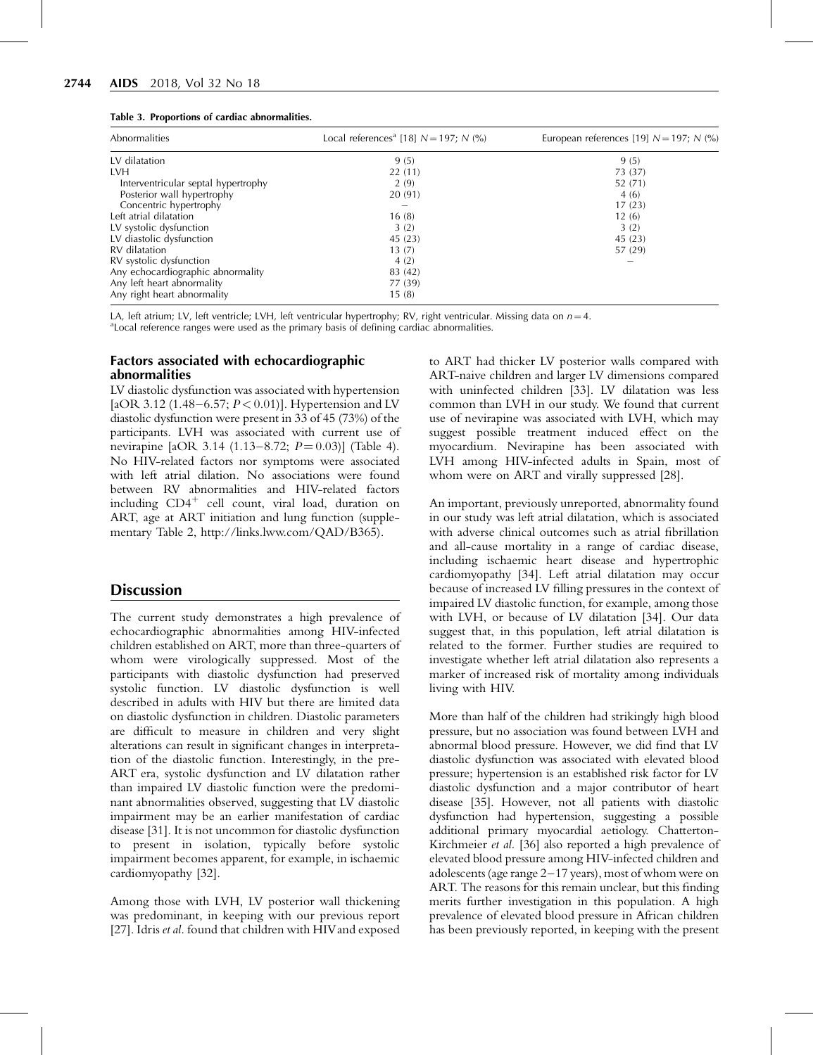**Table 3. Proportions of cardiac abnormalities.**

| Abnormalities | Local references[a] [18] $N=197$; $N$ (%) | European references [19] $N=197$; $N$ (%) |
|---|---|---|
| LV dilatation | 9 (5) | 9 (5) |
| LVH | 22 (11) | 73 (37) |
| Interventricular septal hypertrophy | 2 (9) | 52 (71) |
| Posterior wall hypertrophy | 20 (91) | 4 (6) |
| Concentric hypertrophy | – | 17 (23) |
| Left atrial dilatation | 16 (8) | 12 (6) |
| LV systolic dysfunction | 3 (2) | 3 (2) |
| LV diastolic dysfunction | 45 (23) | 45 (23) |
| RV dilatation | 13 (7) | 57 (29) |
| RV systolic dysfunction | 4 (2) | – |
| Any echocardiographic abnormality | 83 (42) | |
| Any left heart abnormality | 77 (39) | |
| Any right heart abnormality | 15 (8) | |

LA, left atrium; LV, left ventricle; LVH, left ventricular hypertrophy; RV, right ventricular. Missing data on $n=4$.
[a]Local reference ranges were used as the primary basis of defining cardiac abnormalities.

### Factors associated with echocardiographic abnormalities

LV diastolic dysfunction was associated with hypertension [aOR 3.12 (1.48–6.57; $P<0.01$)]. Hypertension and LV diastolic dysfunction were present in 33 of 45 (73%) of the participants. LVH was associated with current use of nevirapine [aOR 3.14 (1.13–8.72; $P=0.03$)] (Table 4). No HIV-related factors nor symptoms were associated with left atrial dilation. No associations were found between RV abnormalities and HIV-related factors including $CD4^+$ cell count, viral load, duration on ART, age at ART initiation and lung function (supplementary Table 2, http://links.lww.com/QAD/B365).

## Discussion

The current study demonstrates a high prevalence of echocardiographic abnormalities among HIV-infected children established on ART, more than three-quarters of whom were virologically suppressed. Most of the participants with diastolic dysfunction had preserved systolic function. LV diastolic dysfunction is well described in adults with HIV but there are limited data on diastolic dysfunction in children. Diastolic parameters are difficult to measure in children and very slight alterations can result in significant changes in interpretation of the diastolic function. Interestingly, in the pre-ART era, systolic dysfunction and LV dilatation rather than impaired LV diastolic function were the predominant abnormalities observed, suggesting that LV diastolic impairment may be an earlier manifestation of cardiac disease [31]. It is not uncommon for diastolic dysfunction to present in isolation, typically before systolic impairment becomes apparent, for example, in ischaemic cardiomyopathy [32].

Among those with LVH, LV posterior wall thickening was predominant, in keeping with our previous report [27]. Idris *et al.* found that children with HIV and exposed to ART had thicker LV posterior walls compared with ART-naive children and larger LV dimensions compared with uninfected children [33]. LV dilatation was less common than LVH in our study. We found that current use of nevirapine was associated with LVH, which may suggest possible treatment induced effect on the myocardium. Nevirapine has been associated with LVH among HIV-infected adults in Spain, most of whom were on ART and virally suppressed [28].

An important, previously unreported, abnormality found in our study was left atrial dilatation, which is associated with adverse clinical outcomes such as atrial fibrillation and all-cause mortality in a range of cardiac disease, including ischaemic heart disease and hypertrophic cardiomyopathy [34]. Left atrial dilatation may occur because of increased LV filling pressures in the context of impaired LV diastolic function, for example, among those with LVH, or because of LV dilatation [34]. Our data suggest that, in this population, left atrial dilatation is related to the former. Further studies are required to investigate whether left atrial dilatation also represents a marker of increased risk of mortality among individuals living with HIV.

More than half of the children had strikingly high blood pressure, but no association was found between LVH and abnormal blood pressure. However, we did find that LV diastolic dysfunction was associated with elevated blood pressure; hypertension is an established risk factor for LV diastolic dysfunction and a major contributor of heart disease [35]. However, not all patients with diastolic dysfunction had hypertension, suggesting a possible additional primary myocardial aetiology. Chatterton-Kirchmeier *et al.* [36] also reported a high prevalence of elevated blood pressure among HIV-infected children and adolescents (age range 2–17 years), most of whom were on ART. The reasons for this remain unclear, but this finding merits further investigation in this population. A high prevalence of elevated blood pressure in African children has been previously reported, in keeping with the present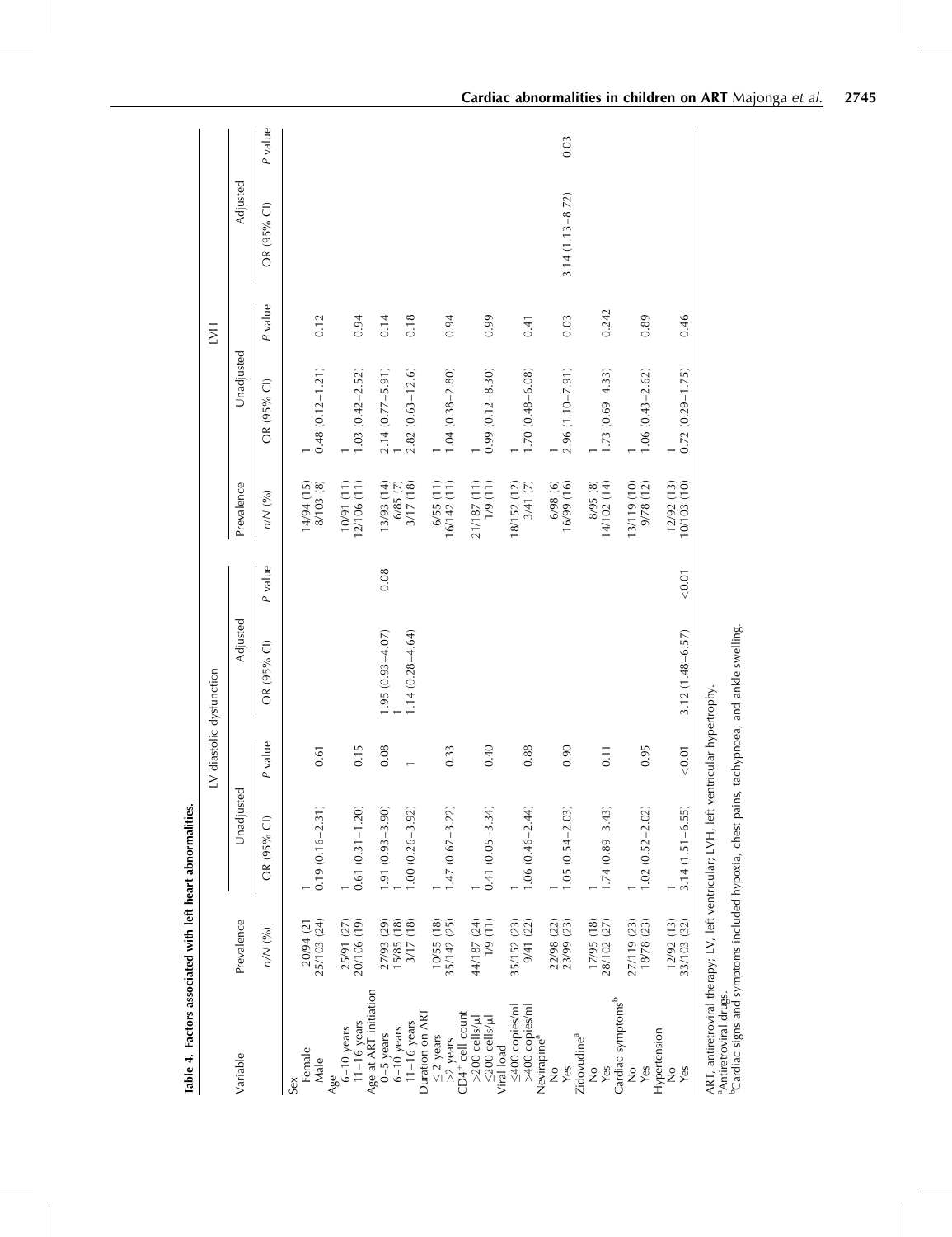**Table 4. Factors associated with left heart abnormalities.**

| Variable | LV diastolic dysfunction | | | | | LVH | | | | |
|---|---|---|---|---|---|---|---|---|---|---|
| | Prevalence | Unadjusted | | Adjusted | | Prevalence | Unadjusted | | Adjusted | |
| | *n*/*N* (%) | OR (95% CI) | *P* value | OR (95% CI) | *P* value | *n*/*N* (%) | OR (95% CI) | *P* value | OR (95% CI) | *P* value |
| Sex | | | | | | | | | | |
| Female | 20/94 (21 | 1 | | | | 14/94 (15) | 1 | | | |
| Male | 25/103 (24) | 0.19 (0.16–2.31) | 0.61 | | | 8/103 (8) | 0.48 (0.12–1.21) | 0.12 | | |
| Age | | | | | | | | | | |
| 6–10 years | 25/91 (27) | 1 | | | | 10/91 (11) | 1 | | | |
| 11–16 years | 20/106 (19) | 0.61 (0.31–1.20) | 0.15 | | | 12/106 (11) | 1.03 (0.42–2.52) | 0.94 | | |
| Age at ART initiation | | | | | | | | | | |
| 0–5 years | 27/93 (29) | 1.91 (0.93–3.90) | 0.08 | 1.95 (0.93–4.07) | 0.08 | 13/93 (14) | 2.14 (0.77–5.91) | 0.14 | | |
| 6–10 years | 15/85 (18) | 1 | | 1 | | 6/85 (7) | 1 | | | |
| 11–16 years | 3/17 (18) | 1.00 (0.26–3.92) | 1 | 1.14 (0.28–4.64) | | 3/17 (18) | 2.82 (0.63–12.6) | 0.18 | | |
| Duration on ART | | | | | | | | | | |
| ≤2 years | 10/55 (18) | 1 | | | | 6/55 (11) | 1 | | | |
| >2 years | 35/142 (25) | 1.47 (0.67–3.22) | 0.33 | | | 16/142 (11) | 1.04 (0.38–2.80) | 0.94 | | |
| CD4$^{+}$ cell count | | | | | | | | | | |
| >200 cells/μl | 44/187 (24) | 1 | | | | 21/187 (11) | 1 | | | |
| ≤200 cells/μl | 1/9 (11) | 0.41 (0.05–3.34) | 0.40 | | | 1/9 (11) | 0.99 (0.12–8.30) | 0.99 | | |
| Viral load | | | | | | | | | | |
| ≤400 copies/ml | 35/152 (23) | 1 | | | | 18/152 (12) | 1 | | | |
| >400 copies/ml | 9/41 (22) | 1.06 (0.46–2.44) | 0.88 | | | 3/41 (7) | 1.70 (0.48–6.08) | 0.41 | | |
| Nevirapine[a] | | | | | | | | | | |
| No | 22/98 (22) | 1 | | | | 6/98 (6) | 1 | | | |
| Yes | 23/99 (23) | 1.05 (0.54–2.03) | 0.90 | | | 16/99 (16) | 2.96 (1.10–7.91) | 0.03 | 3.14 (1.13–8.72) | 0.03 |
| Zidovudine[a] | | | | | | | | | | |
| No | 17/95 (18) | 1 | | | | 8/95 (8) | 1 | | | |
| Yes | 28/102 (27) | 1.74 (0.89–3.43) | 0.11 | | | 14/102 (14) | 1.73 (0.69–4.33) | 0.242 | | |
| Cardiac symptoms[b] | | | | | | | | | | |
| No | 27/119 (23) | 1 | | | | 13/119 (10) | 1 | | | |
| Yes | 18/78 (23) | 1.02 (0.52–2.02) | 0.95 | | | 9/78 (12) | 1.06 (0.43–2.62) | 0.89 | | |
| Hypertension | | | | | | | | | | |
| No | 12/92 (13) | 1 | | | | 12/92 (13) | 1 | | | |
| Yes | 33/103 (32) | 3.14 (1.51–6.55) | <0.01 | 3.12 (1.48–6.57) | <0.01 | 10/103 (10) | 0.72 (0.29–1.75) | 0.46 | | |

ART, antiretroviral therapy; LV, left ventricular; LVH, left ventricular hypertrophy.
[a]Antiretroviral drugs.
[b]Cardiac signs and symptoms included hypoxia, chest pains, tachypnoea, and ankle swelling.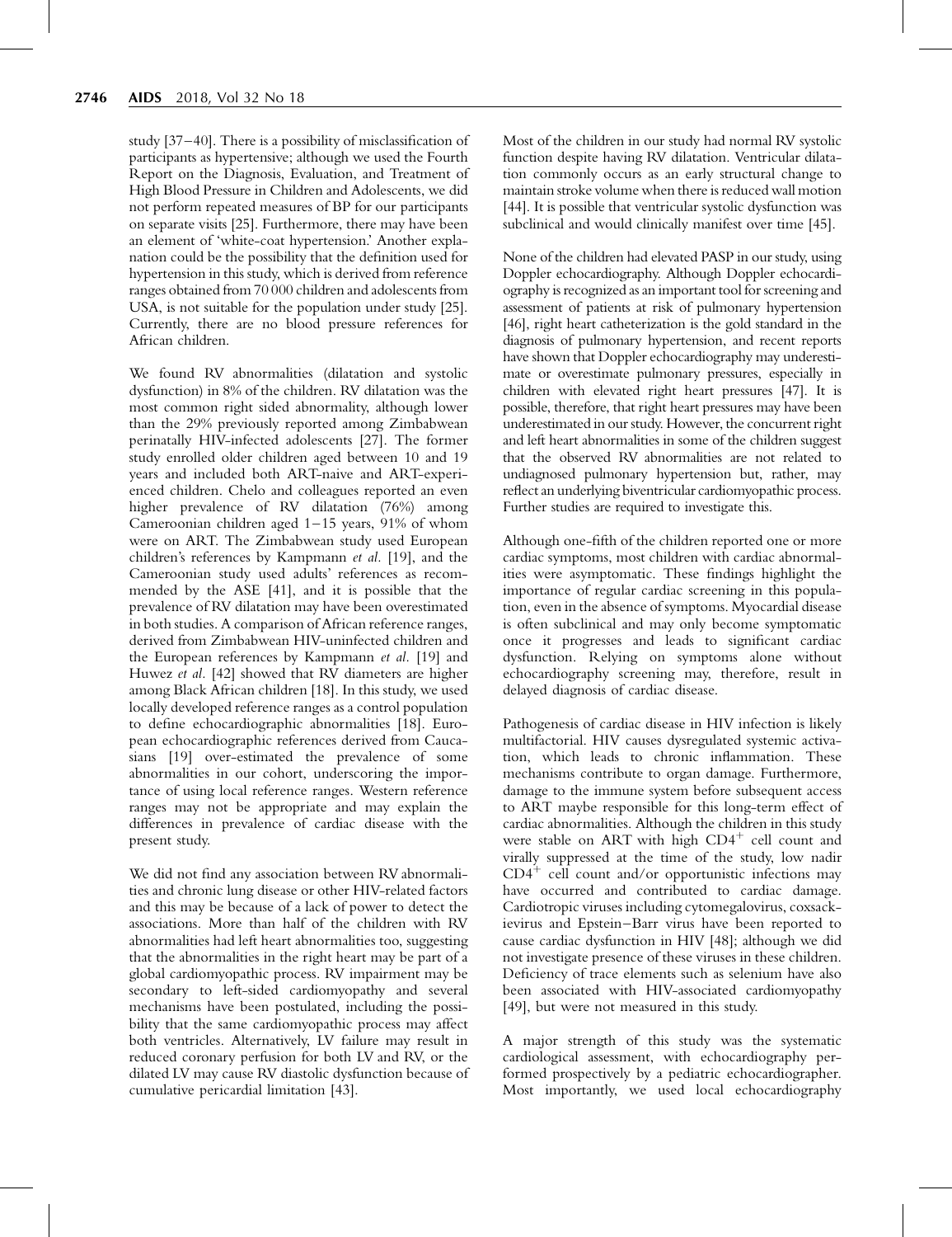study [37–40]. There is a possibility of misclassification of participants as hypertensive; although we used the Fourth Report on the Diagnosis, Evaluation, and Treatment of High Blood Pressure in Children and Adolescents, we did not perform repeated measures of BP for our participants on separate visits [25]. Furthermore, there may have been an element of 'white-coat hypertension.' Another explanation could be the possibility that the definition used for hypertension in this study, which is derived from reference ranges obtained from 70 000 children and adolescents from USA, is not suitable for the population under study [25]. Currently, there are no blood pressure references for African children.

We found RV abnormalities (dilatation and systolic dysfunction) in 8% of the children. RV dilatation was the most common right sided abnormality, although lower than the 29% previously reported among Zimbabwean perinatally HIV-infected adolescents [27]. The former study enrolled older children aged between 10 and 19 years and included both ART-naive and ART-experienced children. Chelo and colleagues reported an even higher prevalence of RV dilatation (76%) among Cameroonian children aged 1–15 years, 91% of whom were on ART. The Zimbabwean study used European children's references by Kampmann *et al.* [19], and the Cameroonian study used adults' references as recommended by the ASE [41], and it is possible that the prevalence of RV dilatation may have been overestimated in both studies. A comparison of African reference ranges, derived from Zimbabwean HIV-uninfected children and the European references by Kampmann *et al.* [19] and Huwez *et al.* [42] showed that RV diameters are higher among Black African children [18]. In this study, we used locally developed reference ranges as a control population to define echocardiographic abnormalities [18]. European echocardiographic references derived from Caucasians [19] over-estimated the prevalence of some abnormalities in our cohort, underscoring the importance of using local reference ranges. Western reference ranges may not be appropriate and may explain the differences in prevalence of cardiac disease with the present study.

We did not find any association between RV abnormalities and chronic lung disease or other HIV-related factors and this may be because of a lack of power to detect the associations. More than half of the children with RV abnormalities had left heart abnormalities too, suggesting that the abnormalities in the right heart may be part of a global cardiomyopathic process. RV impairment may be secondary to left-sided cardiomyopathy and several mechanisms have been postulated, including the possibility that the same cardiomyopathic process may affect both ventricles. Alternatively, LV failure may result in reduced coronary perfusion for both LV and RV, or the dilated LV may cause RV diastolic dysfunction because of cumulative pericardial limitation [43].

Most of the children in our study had normal RV systolic function despite having RV dilatation. Ventricular dilatation commonly occurs as an early structural change to maintain stroke volume when there is reduced wall motion [44]. It is possible that ventricular systolic dysfunction was subclinical and would clinically manifest over time [45].

None of the children had elevated PASP in our study, using Doppler echocardiography. Although Doppler echocardiography is recognized as an important tool for screening and assessment of patients at risk of pulmonary hypertension [46], right heart catheterization is the gold standard in the diagnosis of pulmonary hypertension, and recent reports have shown that Doppler echocardiography may underestimate or overestimate pulmonary pressures, especially in children with elevated right heart pressures [47]. It is possible, therefore, that right heart pressures may have been underestimated in our study. However, the concurrent right and left heart abnormalities in some of the children suggest that the observed RV abnormalities are not related to undiagnosed pulmonary hypertension but, rather, may reflect an underlying biventricular cardiomyopathic process. Further studies are required to investigate this.

Although one-fifth of the children reported one or more cardiac symptoms, most children with cardiac abnormalities were asymptomatic. These findings highlight the importance of regular cardiac screening in this population, even in the absence of symptoms. Myocardial disease is often subclinical and may only become symptomatic once it progresses and leads to significant cardiac dysfunction. Relying on symptoms alone without echocardiography screening may, therefore, result in delayed diagnosis of cardiac disease.

Pathogenesis of cardiac disease in HIV infection is likely multifactorial. HIV causes dysregulated systemic activation, which leads to chronic inflammation. These mechanisms contribute to organ damage. Furthermore, damage to the immune system before subsequent access to ART maybe responsible for this long-term effect of cardiac abnormalities. Although the children in this study were stable on ART with high $CD4^+$ cell count and virally suppressed at the time of the study, low nadir $CD4^+$ cell count and/or opportunistic infections may have occurred and contributed to cardiac damage. Cardiotropic viruses including cytomegalovirus, coxsackievirus and Epstein–Barr virus have been reported to cause cardiac dysfunction in HIV [48]; although we did not investigate presence of these viruses in these children. Deficiency of trace elements such as selenium have also been associated with HIV-associated cardiomyopathy [49], but were not measured in this study.

A major strength of this study was the systematic cardiological assessment, with echocardiography performed prospectively by a pediatric echocardiographer. Most importantly, we used local echocardiography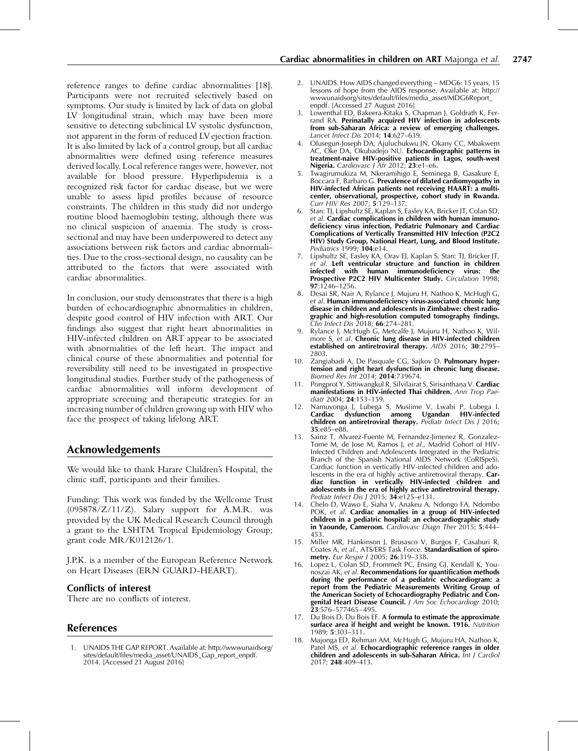reference ranges to define cardiac abnormalities [18]. Participants were not recruited selectively based on symptoms. Our study is limited by lack of data on global LV longitudinal strain, which may have been more sensitive to detecting subclinical LV systolic dysfunction, not apparent in the form of reduced LV ejection fraction. It is also limited by lack of a control group, but all cardiac abnormalities were defined using reference measures derived locally. Local reference ranges were, however, not available for blood pressure. Hyperlipidemia is a recognized risk factor for cardiac disease, but we were unable to assess lipid profiles because of resource constraints. The children in this study did not undergo routine blood haemoglobin testing, although there was no clinical suspicion of anaemia. The study is cross-sectional and may have been underpowered to detect any associations between risk factors and cardiac abnormalities. Due to the cross-sectional design, no causality can be attributed to the factors that were associated with cardiac abnormalities.

In conclusion, our study demonstrates that there is a high burden of echocardiographic abnormalities in children, despite good control of HIV infection with ART. Our findings also suggest that right heart abnormalities in HIV-infected children on ART appear to be associated with abnormalities of the left heart. The impact and clinical course of these abnormalities and potential for reversibility still need to be investigated in prospective longitudinal studies. Further study of the pathogenesis of cardiac abnormalities will inform development of appropriate screening and therapeutic strategies for an increasing number of children growing up with HIV who face the prospect of taking lifelong ART.

## Acknowledgements

We would like to thank Harare Children's Hospital, the clinic staff, participants and their families.

Funding: This work was funded by the Wellcome Trust (095878/Z/11/Z). Salary support for A.M.R. was provided by the UK Medical Research Council through a grant to the LSHTM Tropical Epidemiology Group; grant code MR/K012126/1.

J.P.K. is a member of the European Reference Network on Heart Diseases (ERN GUARD-HEART).

### Conflicts of interest

There are no conflicts of interest.

## References

1. UNAIDS THE GAP REPORT. Available at: http://wwwunaidsorg/sites/default/files/media_asset/UNAIDS_Gap_report_enpdf. 2014. [Accessed 21 August 2016]
2. UNAIDS. How AIDS changed everything – MDG6: 15 years, 15 lessons of hope from the AIDS response. Available at: http://wwwunaidsorg/sites/default/files/media_asset/MDG6Report_enpdf. [Accessed 27 August 2016]
3. Lowenthal ED, Bakeera-Kitaka S, Chapman J, Goldrath K, Ferrand RA. **Perinatally acquired HIV infection in adolescents from sub-Saharan Africa: a review of emerging challenges.** *Lancet Infect Dis* 2014; **14**:627–639.
4. Olusegun-Joseph DA, Ajuluchukwu JN, Okany CC, Mbakwem AC, Oke DA, Okubadejo NU. **Echocardiographic patterns in treatment-naive HIV-positive patients in Lagos, south-west Nigeria.** *Cardiovasc J Afr* 2012; **23**:e1–e6.
5. Twagirumukiza M, Nkeramihigo E, Seminega B, Gasakure E, Boccara F, Barbaro G. **Prevalence of dilated cardiomyopathy in HIV-infected African patients not receiving HAART: a multicenter, observational, prospective, cohort study in Rwanda.** *Curr HIV Res* 2007; **5**:129–137.
6. Starc TJ, Lipshultz SE, Kaplan S, Easley KA, Bricker JT, Colan SD, *et al.* **Cardiac complications in children with human immunodeficiency virus infection, Pediatric Pulmonary and Cardiac Complications of Vertically Transmitted HIV Infection (P2C2 HIV) Study Group, National Heart, Lung, and Blood Institute.** *Pediatrics* 1999; **104**:e14.
7. Lipshultz SE, Easley KA, Orav EJ, Kaplan S, Starc TJ, Bricker JT, *et al.* **Left ventricular structure and function in children infected with human immunodeficiency virus: the Prospective P2C2 HIV Multicenter Study.** *Circulation* 1998; **97**:1246–1256.
8. Desai SR, Nair A, Rylance J, Mujuru H, Nathoo K, McHugh G, *et al.* **Human immunodeficiency virus-associated chronic lung disease in children and adolescents in Zimbabwe: chest radiographic and high-resolution computed tomography findings.** *Clin Infect Dis* 2018; **66**:274–281.
9. Rylance J, McHugh G, Metcalfe J, Mujuru H, Nathoo K, Wilmore S, *et al.* **Chronic lung disease in HIV-infected children established on antiretroviral therapy.** *AIDS* 2016; **30**:2795–2803.
10. Zangiabadi A, De Pasquale CG, Sajkov D. **Pulmonary hypertension and right heart dysfunction in chronic lung disease.** *Biomed Res Int* 2014; **2014**:739674.
11. Pongprot Y, Sittiwangkul R, Silvilairat S, Sirisanthana V. **Cardiac manifestations in HIV-infected Thai children.** *Ann Trop Paediatr* 2004; **24**:153–159.
12. Namuyonga J, Lubega S, Musiime V, Lwabi P, Lubega I. **Cardiac dysfunction among Ugandan HIV-infected children on antiretroviral therapy.** *Pediatr Infect Dis J* 2016; **35**:e85–e88.
13. Sainz T, Alvarez-Fuente M, Fernandez-Jimenez R, Gonzalez-Tome M, de Jose M, Ramos J, *et al.*, Madrid Cohort of HIV-Infected Children and Adolescents Integrated in the Pediatric Branch of the Spanish National AIDS Network (CoRISpeS). Cardiac function in vertically HIV-infected children and adolescents in the era of highly active antiretroviral therapy. **Cardiac function in vertically HIV-infected children and adolescents in the era of highly active antiretroviral therapy.** *Pediatr Infect Dis J* 2015; **34**:e125–e131.
14. Chelo D, Wawo E, Siaha V, Anakeu A, Ndongo FA, Ndombo POK, *et al.* **Cardiac anomalies in a group of HIV-infected children in a pediatric hospital: an echocardiographic study in Yaounde, Cameroon.** *Cardiovasc Diagn Ther* 2015; **5**:444–453.
15. Miller MR, Hankinson J, Brusasco V, Burgos F, Casaburi R, Coates A, *et al.*, ATS/ERS Task Force. **Standardisation of spirometry.** *Eur Respir J* 2005; **26**:319–338.
16. Lopez L, Colan SD, Frommelt PC, Ensing GJ, Kendall K, Younoszai AK, *et al.* **Recommendations for quantification methods during the performance of a pediatric echocardiogram: a report from the Pediatric Measurements Writing Group of the American Society of Echocardiography Pediatric and Congenital Heart Disease Council.** *J Am Soc Echocardiogr* 2010; **23**:576–577465–495.
17. Du Bois D, Du Bois EF. **A formula to estimate the approximate surface area if height and weight be known. 1916.** *Nutrition* 1989; **5**:303–311.
18. Majonga ED, Rehman AM, McHugh G, Mujuru HA, Nathoo K, Patel MS, *et al.* **Echocardiographic reference ranges in older children and adolescents in sub-Saharan Africa.** *Int J Cardiol* 2017; **248**:409–413.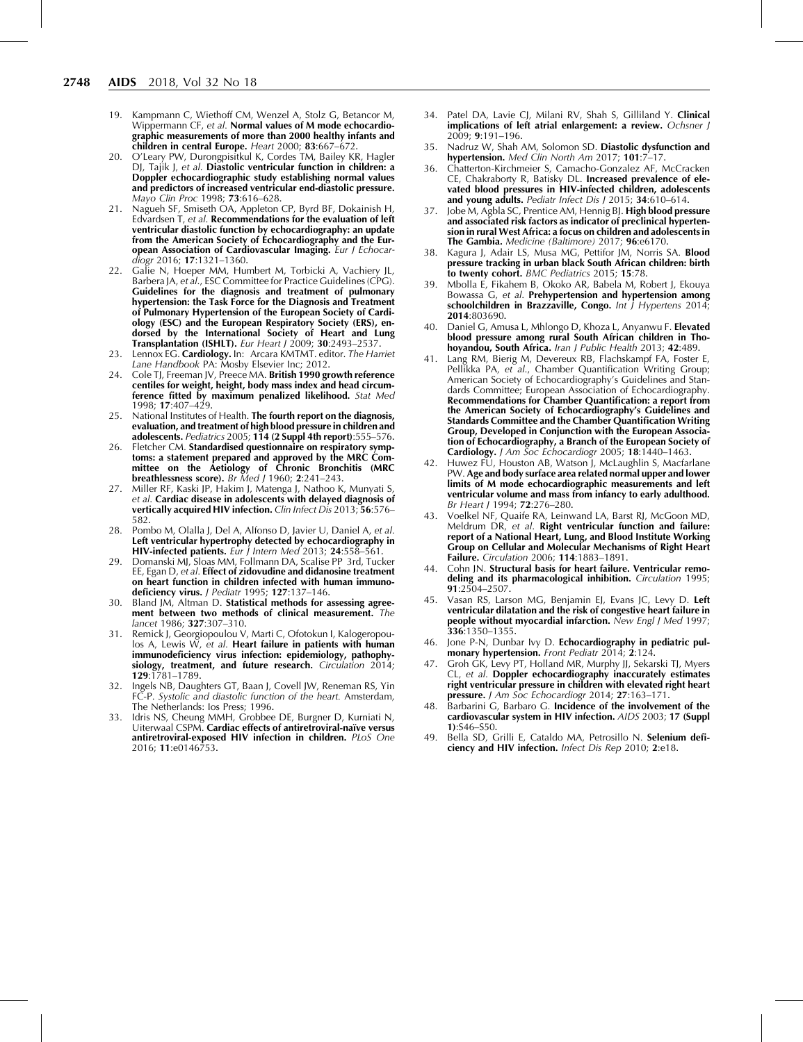19. Kampmann C, Wiethoff CM, Wenzel A, Stolz G, Betancor M, Wippermann CF, *et al.* **Normal values of M mode echocardiographic measurements of more than 2000 healthy infants and children in central Europe.** *Heart* 2000; **83**:667–672.
20. O'Leary PW, Durongpisitkul K, Cordes TM, Bailey KR, Hagler DJ, Tajik J, *et al.* **Diastolic ventricular function in children: a Doppler echocardiographic study establishing normal values and predictors of increased ventricular end-diastolic pressure.** *Mayo Clin Proc* 1998; **73**:616–628.
21. Nagueh SF, Smiseth OA, Appleton CP, Byrd BF, Dokainish H, Edvardsen T, *et al.* **Recommendations for the evaluation of left ventricular diastolic function by echocardiography: an update from the American Society of Echocardiography and the European Association of Cardiovascular Imaging.** *Eur J Echocardiogr* 2016; **17**:1321–1360.
22. Galie N, Hoeper MM, Humbert M, Torbicki A, Vachiery JL, Barbera JA, *et al.*, ESC Committee for Practice Guidelines (CPG). **Guidelines for the diagnosis and treatment of pulmonary hypertension: the Task Force for the Diagnosis and Treatment of Pulmonary Hypertension of the European Society of Cardiology (ESC) and the European Respiratory Society (ERS), endorsed by the International Society of Heart and Lung Transplantation (ISHLT).** *Eur Heart J* 2009; **30**:2493–2537.
23. Lennox EG. **Cardiology.** In: Arcara KMTMT. editor. *The Harriet Lane Handbook* PA: Mosby Elsevier Inc; 2012.
24. Cole TJ, Freeman JV, Preece MA. **British 1990 growth reference centiles for weight, height, body mass index and head circumference fitted by maximum penalized likelihood.** *Stat Med* 1998; **17**:407–429.
25. National Institutes of Health. **The fourth report on the diagnosis, evaluation, and treatment of high blood pressure in children and adolescents.** *Pediatrics* 2005; **114 (2 Suppl 4th report)**:555–576.
26. Fletcher CM. **Standardised questionnaire on respiratory symptoms: a statement prepared and approved by the MRC Committee on the Aetiology of Chronic Bronchitis (MRC breathlessness score).** *Br Med J* 1960; **2**:241–243.
27. Miller RF, Kaski JP, Hakim J, Matenga J, Nathoo K, Munyati S, *et al.* **Cardiac disease in adolescents with delayed diagnosis of vertically acquired HIV infection.** *Clin Infect Dis* 2013; **56**:576–582.
28. Pombo M, Olalla J, Del A, Alfonso D, Javier U, Daniel A, *et al.* **Left ventricular hypertrophy detected by echocardiography in HIV-infected patients.** *Eur J Intern Med* 2013; **24**:558–561.
29. Domanski MJ, Sloas MM, Follmann DA, Scalise PP 3rd, Tucker EE, Egan D, *et al.* **Effect of zidovudine and didanosine treatment on heart function in children infected with human immunodeficiency virus.** *J Pediatr* 1995; **127**:137–146.
30. Bland JM, Altman D. **Statistical methods for assessing agreement between two methods of clinical measurement.** *The lancet* 1986; **327**:307–310.
31. Remick J, Georgiopoulou V, Marti C, Ofotokun I, Kalogeropoulos A, Lewis W, *et al.* **Heart failure in patients with human immunodeficiency virus infection: epidemiology, pathophysiology, treatment, and future research.** *Circulation* 2014; **129**:1781–1789.
32. Ingels NB, Daughters GT, Baan J, Covell JW, Reneman RS, Yin FC-P. *Systolic and diastolic function of the heart.* Amsterdam, The Netherlands: Ios Press; 1996.
33. Idris NS, Cheung MMH, Grobbee DE, Burgner D, Kurniati N, Uiterwaal CSPM. **Cardiac effects of antiretroviral-naïve versus antiretroviral-exposed HIV infection in children.** *PLoS One* 2016; **11**:e0146753.
34. Patel DA, Lavie CJ, Milani RV, Shah S, Gilliland Y. **Clinical implications of left atrial enlargement: a review.** *Ochsner J* 2009; **9**:191–196.
35. Nadruz W, Shah AM, Solomon SD. **Diastolic dysfunction and hypertension.** *Med Clin North Am* 2017; **101**:7–17.
36. Chatterton-Kirchmeier S, Camacho-Gonzalez AF, McCracken CE, Chakraborty R, Batisky DL. **Increased prevalence of elevated blood pressures in HIV-infected children, adolescents and young adults.** *Pediatr Infect Dis J* 2015; **34**:610–614.
37. Jobe M, Agbla SC, Prentice AM, Hennig BJ. **High blood pressure and associated risk factors as indicator of preclinical hypertension in rural West Africa: a focus on children and adolescents in The Gambia.** *Medicine (Baltimore)* 2017; **96**:e6170.
38. Kagura J, Adair LS, Musa MG, Pettifor JM, Norris SA. **Blood pressure tracking in urban black South African children: birth to twenty cohort.** *BMC Pediatrics* 2015; **15**:78.
39. Mbolla E, Fikahem B, Okoko AR, Babela M, Robert J, Ekouya Bowassa G, *et al.* **Prehypertension and hypertension among schoolchildren in Brazzaville, Congo.** *Int J Hypertens* 2014; **2014**:803690.
40. Daniel G, Amusa L, Mhlongo D, Khoza L, Anyanwu F. **Elevated blood pressure among rural South African children in Thohoyandou, South Africa.** *Iran J Public Health* 2013; **42**:489.
41. Lang RM, Bierig M, Devereux RB, Flachskampf FA, Foster E, Pellikka PA, *et al.*, Chamber Quantification Writing Group; American Society of Echocardiography's Guidelines and Standards Committee; European Association of Echocardiography. **Recommendations for Chamber Quantification: a report from the American Society of Echocardiography's Guidelines and Standards Committee and the Chamber Quantification Writing Group, Developed in Conjunction with the European Association of Echocardiography, a Branch of the European Society of Cardiology.** *J Am Soc Echocardiogr* 2005; **18**:1440–1463.
42. Huwez FU, Houston AB, Watson J, McLaughlin S, Macfarlane PW. **Age and body surface area related normal upper and lower limits of M mode echocardiographic measurements and left ventricular volume and mass from infancy to early adulthood.** *Br Heart J* 1994; **72**:276–280.
43. Voelkel NF, Quaife RA, Leinwand LA, Barst RJ, McGoon MD, Meldrum DR, *et al.* **Right ventricular function and failure: report of a National Heart, Lung, and Blood Institute Working Group on Cellular and Molecular Mechanisms of Right Heart Failure.** *Circulation* 2006; **114**:1883–1891.
44. Cohn JN. **Structural basis for heart failure. Ventricular remodeling and its pharmacological inhibition.** *Circulation* 1995; **91**:2504–2507.
45. Vasan RS, Larson MG, Benjamin EJ, Evans JC, Levy D. **Left ventricular dilatation and the risk of congestive heart failure in people without myocardial infarction.** *New Engl J Med* 1997; **336**:1350–1355.
46. Jone P-N, Dunbar Ivy D. **Echocardiography in pediatric pulmonary hypertension.** *Front Pediatr* 2014; **2**:124.
47. Groh GK, Levy PT, Holland MR, Murphy JJ, Sekarski TJ, Myers CL, *et al.* **Doppler echocardiography inaccurately estimates right ventricular pressure in children with elevated right heart pressure.** *J Am Soc Echocardiogr* 2014; **27**:163–171.
48. Barbarini G, Barbaro G. **Incidence of the involvement of the cardiovascular system in HIV infection.** *AIDS* 2003; **17 (Suppl 1)**:S46–S50.
49. Bella SD, Grilli E, Cataldo MA, Petrosillo N. **Selenium deficiency and HIV infection.** *Infect Dis Rep* 2010; **2**:e18.